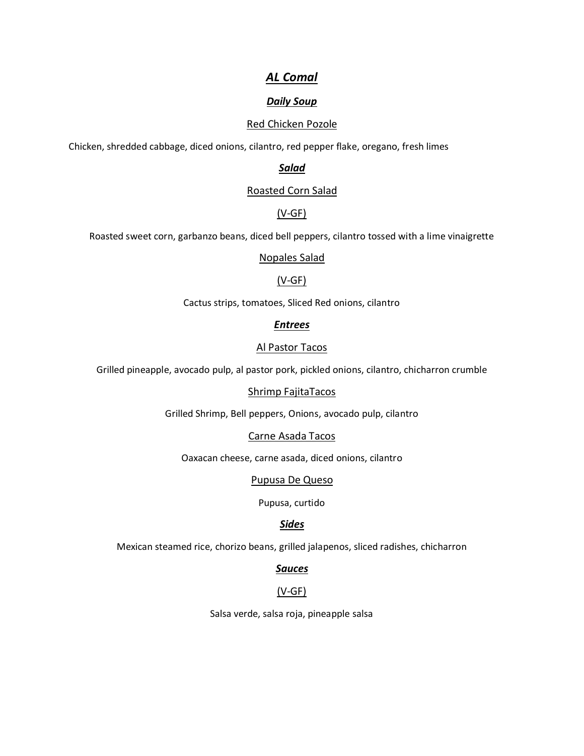# ***AL Comal***

## ***Daily Soup***

<u>Red Chicken Pozole</u>

Chicken, shredded cabbage, diced onions, cilantro, red pepper flake, oregano, fresh limes

## ***Salad***

<u>Roasted Corn Salad</u>

<u>(V-GF)</u>

Roasted sweet corn, garbanzo beans, diced bell peppers, cilantro tossed with a lime vinaigrette

<u>Nopales Salad</u>

<u>(V-GF)</u>

Cactus strips, tomatoes, Sliced Red onions, cilantro

## ***Entrees***

<u>Al Pastor Tacos</u>

Grilled pineapple, avocado pulp, al pastor pork, pickled onions, cilantro, chicharron crumble

<u>Shrimp FajitaTacos</u>

Grilled Shrimp, Bell peppers, Onions, avocado pulp, cilantro

<u>Carne Asada Tacos</u>

Oaxacan cheese, carne asada, diced onions, cilantro

<u>Pupusa De Queso</u>

Pupusa, curtido

## ***Sides***

Mexican steamed rice, chorizo beans, grilled jalapenos, sliced radishes, chicharron

## ***Sauces***

<u>(V-GF)</u>

Salsa verde, salsa roja, pineapple salsa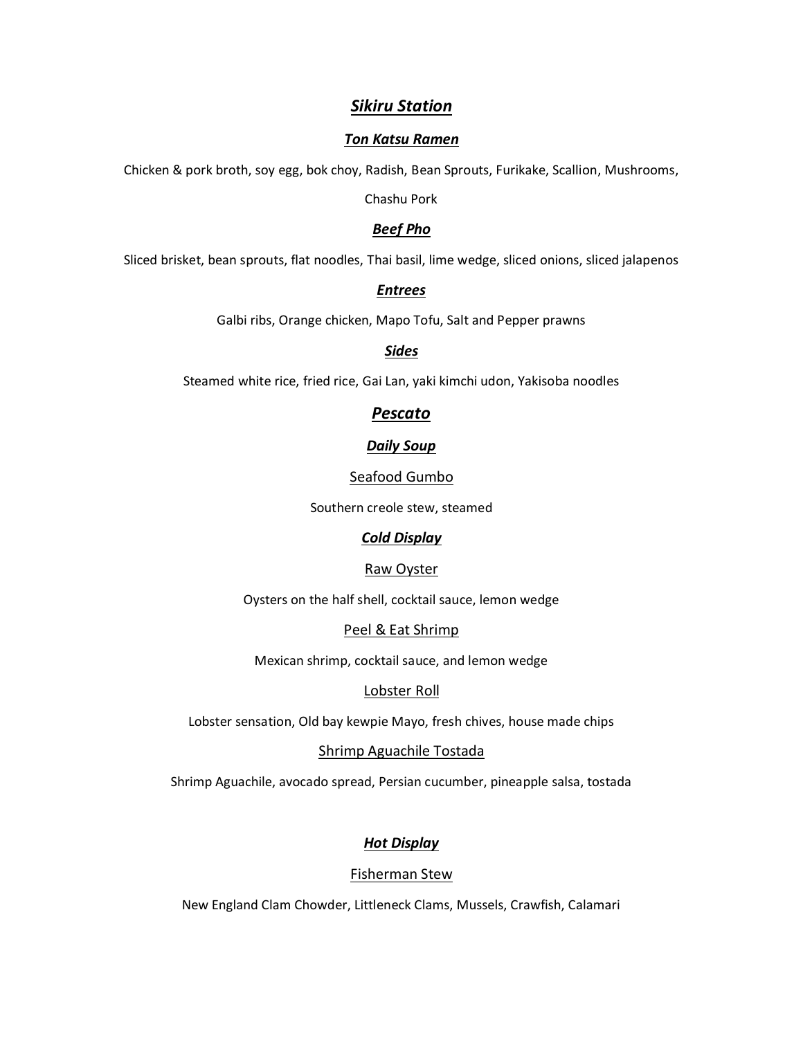## ***Sikiru Station***

### ***Ton Katsu Ramen***

Chicken & pork broth, soy egg, bok choy, Radish, Bean Sprouts, Furikake, Scallion, Mushrooms, Chashu Pork

### ***Beef Pho***

Sliced brisket, bean sprouts, flat noodles, Thai basil, lime wedge, sliced onions, sliced jalapenos

### ***Entrees***

Galbi ribs, Orange chicken, Mapo Tofu, Salt and Pepper prawns

### ***Sides***

Steamed white rice, fried rice, Gai Lan, yaki kimchi udon, Yakisoba noodles

## ***Pescato***

### ***Daily Soup***

#### Seafood Gumbo

Southern creole stew, steamed

### ***Cold Display***

#### Raw Oyster

Oysters on the half shell, cocktail sauce, lemon wedge

#### Peel & Eat Shrimp

Mexican shrimp, cocktail sauce, and lemon wedge

#### Lobster Roll

Lobster sensation, Old bay kewpie Mayo, fresh chives, house made chips

#### Shrimp Aguachile Tostada

Shrimp Aguachile, avocado spread, Persian cucumber, pineapple salsa, tostada

### ***Hot Display***

#### Fisherman Stew

New England Clam Chowder, Littleneck Clams, Mussels, Crawfish, Calamari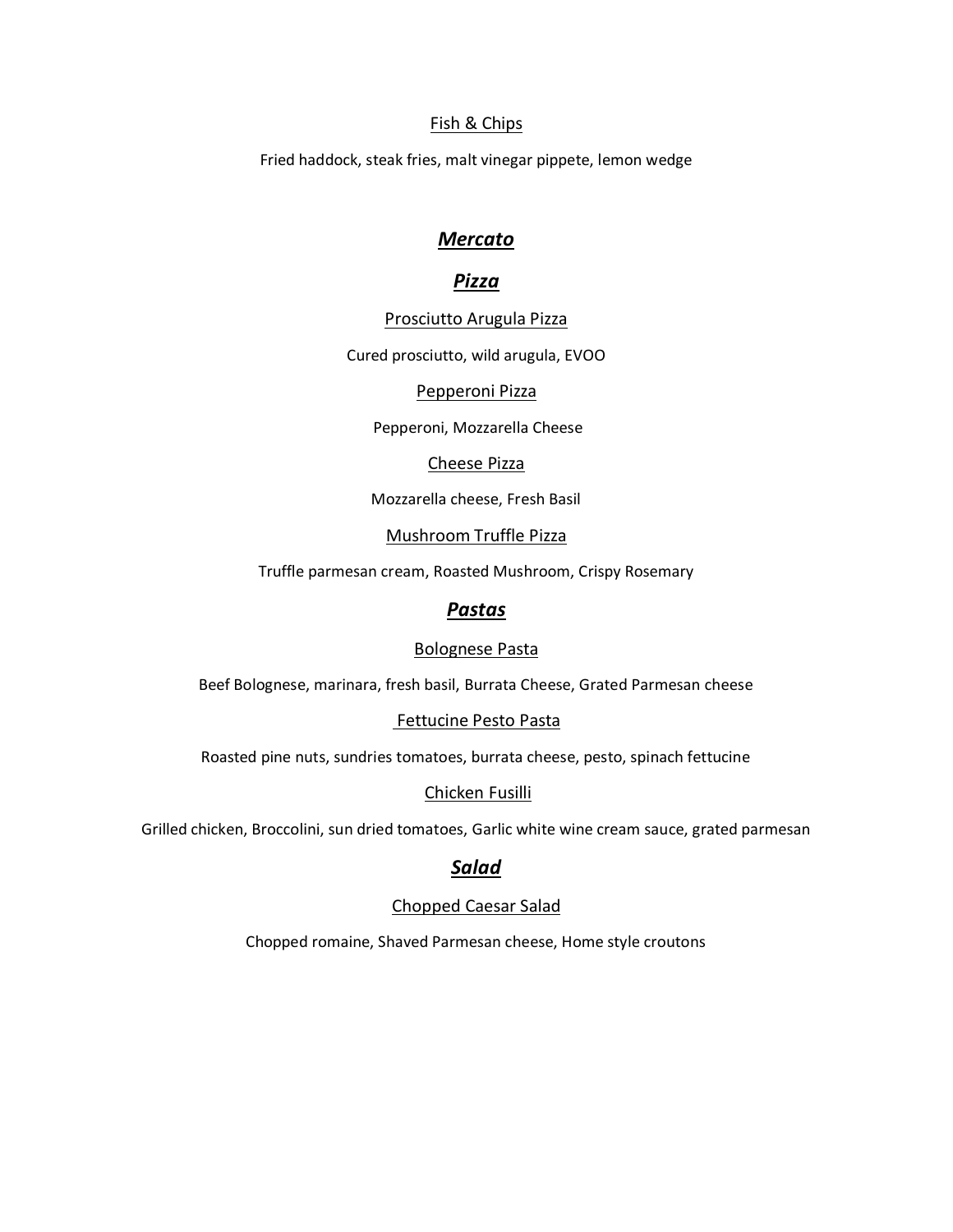Fish & Chips

Fried haddock, steak fries, malt vinegar pippete, lemon wedge

## ***Mercato***

### ***Pizza***

Prosciutto Arugula Pizza

Cured prosciutto, wild arugula, EVOO

Pepperoni Pizza

Pepperoni, Mozzarella Cheese

Cheese Pizza

Mozzarella cheese, Fresh Basil

Mushroom Truffle Pizza

Truffle parmesan cream, Roasted Mushroom, Crispy Rosemary

### ***Pastas***

Bolognese Pasta

Beef Bolognese, marinara, fresh basil, Burrata Cheese, Grated Parmesan cheese

Fettucine Pesto Pasta

Roasted pine nuts, sundries tomatoes, burrata cheese, pesto, spinach fettucine

Chicken Fusilli

Grilled chicken, Broccolini, sun dried tomatoes, Garlic white wine cream sauce, grated parmesan

### ***Salad***

Chopped Caesar Salad

Chopped romaine, Shaved Parmesan cheese, Home style croutons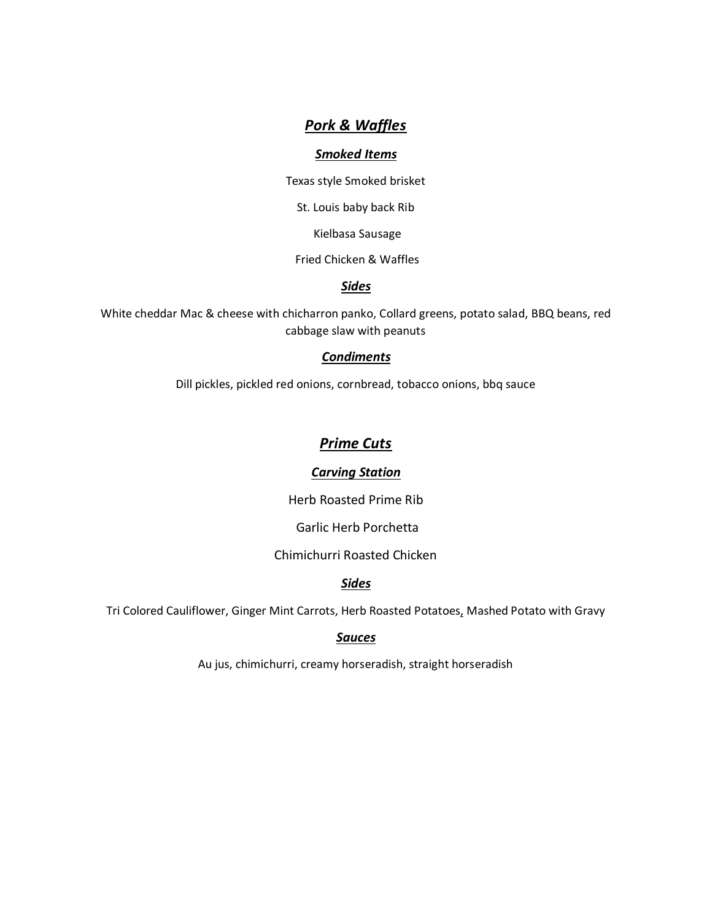## ***Pork & Waffles***

### ***Smoked Items***

Texas style Smoked brisket

St. Louis baby back Rib

Kielbasa Sausage

Fried Chicken & Waffles

### ***Sides***

White cheddar Mac & cheese with chicharron panko, Collard greens, potato salad, BBQ beans, red cabbage slaw with peanuts

### ***Condiments***

Dill pickles, pickled red onions, cornbread, tobacco onions, bbq sauce

## ***Prime Cuts***

### ***Carving Station***

Herb Roasted Prime Rib

Garlic Herb Porchetta

Chimichurri Roasted Chicken

### ***Sides***

Tri Colored Cauliflower, Ginger Mint Carrots, Herb Roasted Potatoes, Mashed Potato with Gravy

### ***Sauces***

Au jus, chimichurri, creamy horseradish, straight horseradish